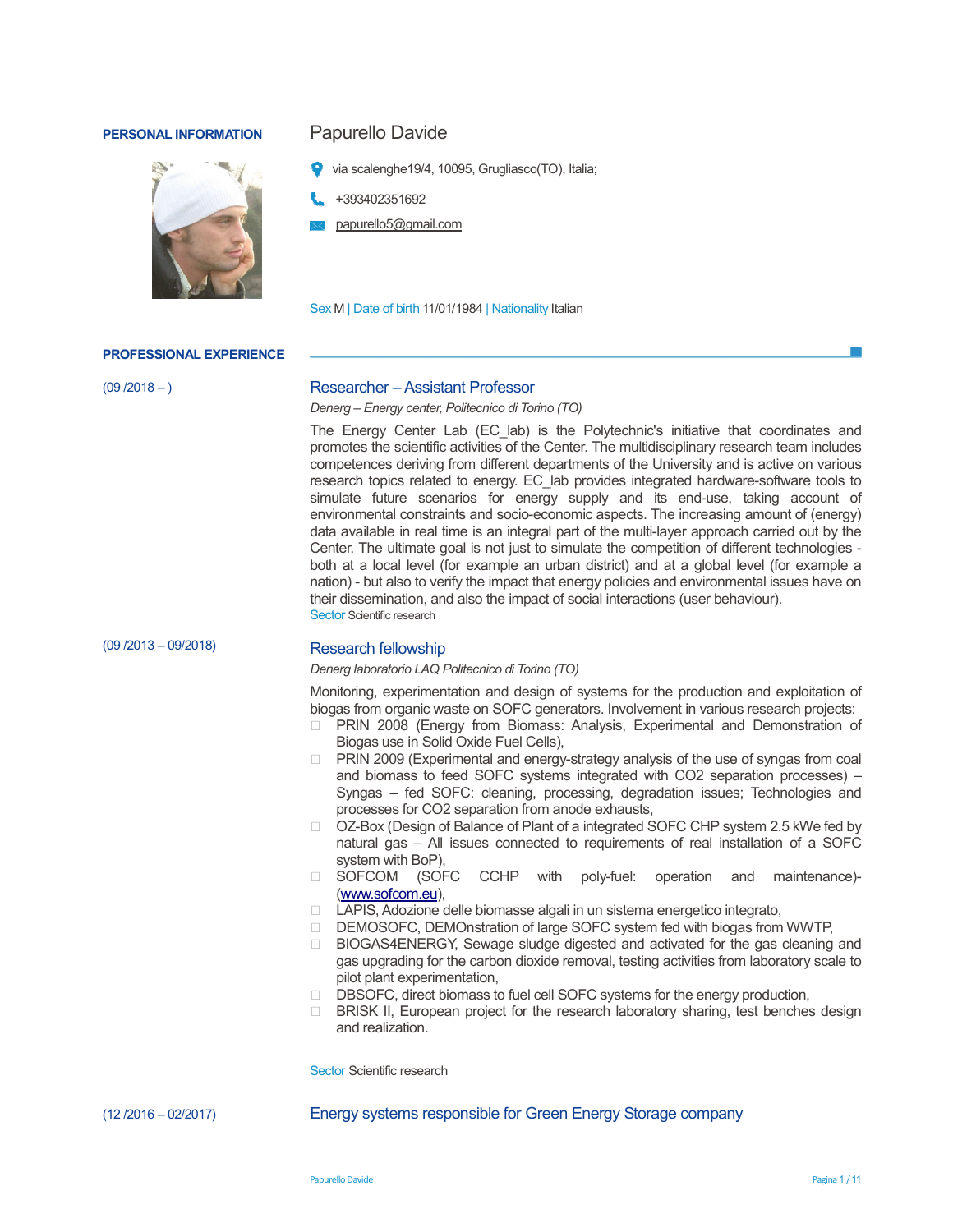## PERSONAL INFORMATION

# Papurello Davide

via scalenghe19/4, 10095, Grugliasco(TO), Italia;

+393402351692

papurello5@gmail.com

Sex M | Date of birth 11/01/1984 | Nationality Italian

## PROFESSIONAL EXPERIENCE

(09 /2018 – )

### Researcher – Assistant Professor

*Denerg – Energy center, Politecnico di Torino (TO)*

The Energy Center Lab (EC_lab) is the Polytechnic's initiative that coordinates and promotes the scientific activities of the Center. The multidisciplinary research team includes competences deriving from different departments of the University and is active on various research topics related to energy. EC_lab provides integrated hardware-software tools to simulate future scenarios for energy supply and its end-use, taking account of environmental constraints and socio-economic aspects. The increasing amount of (energy) data available in real time is an integral part of the multi-layer approach carried out by the Center. The ultimate goal is not just to simulate the competition of different technologies - both at a local level (for example an urban district) and at a global level (for example a nation) - but also to verify the impact that energy policies and environmental issues have on their dissemination, and also the impact of social interactions (user behaviour).

Sector Scientific research

(09 /2013 – 09/2018)

### Research fellowship

*Denerg laboratorio LAQ Politecnico di Torino (TO)*

Monitoring, experimentation and design of systems for the production and exploitation of biogas from organic waste on SOFC generators. Involvement in various research projects:

- PRIN 2008 (Energy from Biomass: Analysis, Experimental and Demonstration of Biogas use in Solid Oxide Fuel Cells),
- PRIN 2009 (Experimental and energy-strategy analysis of the use of syngas from coal and biomass to feed SOFC systems integrated with CO2 separation processes) – Syngas – fed SOFC: cleaning, processing, degradation issues; Technologies and processes for CO2 separation from anode exhausts,
- OZ-Box (Design of Balance of Plant of a integrated SOFC CHP system 2.5 kWe fed by natural gas – All issues connected to requirements of real installation of a SOFC system with BoP),
- SOFCOM (SOFC CCHP with poly-fuel: operation and maintenance)-(www.sofcom.eu),
- LAPIS, Adozione delle biomasse algali in un sistema energetico integrato,
- DEMOSOFC, DEMOnstration of large SOFC system fed with biogas from WWTP,
- BIOGAS4ENERGY, Sewage sludge digested and activated for the gas cleaning and gas upgrading for the carbon dioxide removal, testing activities from laboratory scale to pilot plant experimentation,
- DBSOFC, direct biomass to fuel cell SOFC systems for the energy production,
- BRISK II, European project for the research laboratory sharing, test benches design and realization.

Sector Scientific research

(12 /2016 – 02/2017)

### Energy systems responsible for Green Energy Storage company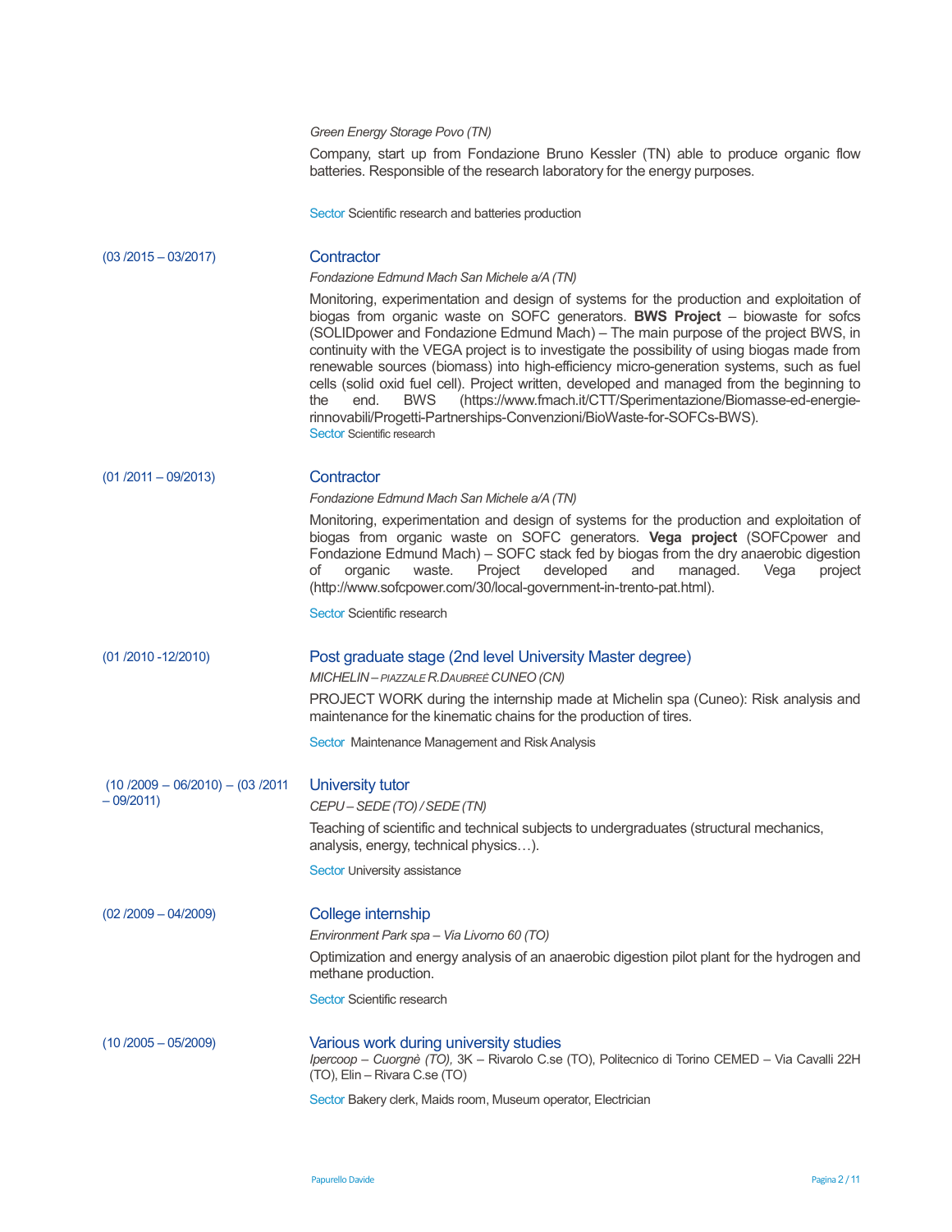*Green Energy Storage Povo (TN)*

Company, start up from Fondazione Bruno Kessler (TN) able to produce organic flow batteries. Responsible of the research laboratory for the energy purposes.

Sector Scientific research and batteries production

(03 /2015 – 03/2017)

### Contractor

*Fondazione Edmund Mach San Michele a/A (TN)*

Monitoring, experimentation and design of systems for the production and exploitation of biogas from organic waste on SOFC generators. **BWS Project** – biowaste for sofcs (SOLIDpower and Fondazione Edmund Mach) – The main purpose of the project BWS, in continuity with the VEGA project is to investigate the possibility of using biogas made from renewable sources (biomass) into high-efficiency micro-generation systems, such as fuel cells (solid oxid fuel cell). Project written, developed and managed from the beginning to the end. BWS (https://www.fmach.it/CTT/Sperimentazione/Biomasse-ed-energie-rinnovabili/Progetti-Partnerships-Convenzioni/BioWaste-for-SOFCs-BWS).

Sector Scientific research

(01 /2011 – 09/2013)

### Contractor

*Fondazione Edmund Mach San Michele a/A (TN)*

Monitoring, experimentation and design of systems for the production and exploitation of biogas from organic waste on SOFC generators. **Vega project** (SOFCpower and Fondazione Edmund Mach) – SOFC stack fed by biogas from the dry anaerobic digestion of organic waste. Project developed and managed. Vega project (http://www.sofcpower.com/30/local-government-in-trento-pat.html).

Sector Scientific research

(01 /2010 -12/2010)

### Post graduate stage (2nd level University Master degree)

*MICHELIN – PIAZZALE R.DAUBREÈ CUNEO (CN)*

PROJECT WORK during the internship made at Michelin spa (Cuneo): Risk analysis and maintenance for the kinematic chains for the production of tires.

Sector Maintenance Management and Risk Analysis

(10 /2009 – 06/2010) – (03 /2011 – 09/2011)

### University tutor

*CEPU – SEDE (TO) / SEDE (TN)*

Teaching of scientific and technical subjects to undergraduates (structural mechanics, analysis, energy, technical physics…).

Sector University assistance

(02 /2009 – 04/2009)

### College internship

*Environment Park spa – Via Livorno 60 (TO)*

Optimization and energy analysis of an anaerobic digestion pilot plant for the hydrogen and methane production.

Sector Scientific research

(10 /2005 – 05/2009)

### Various work during university studies

*Ipercoop – Cuorgnè (TO),* 3K – Rivarolo C.se (TO), Politecnico di Torino CEMED – Via Cavalli 22H (TO), Elin – Rivara C.se (TO)

Sector Bakery clerk, Maids room, Museum operator, Electrician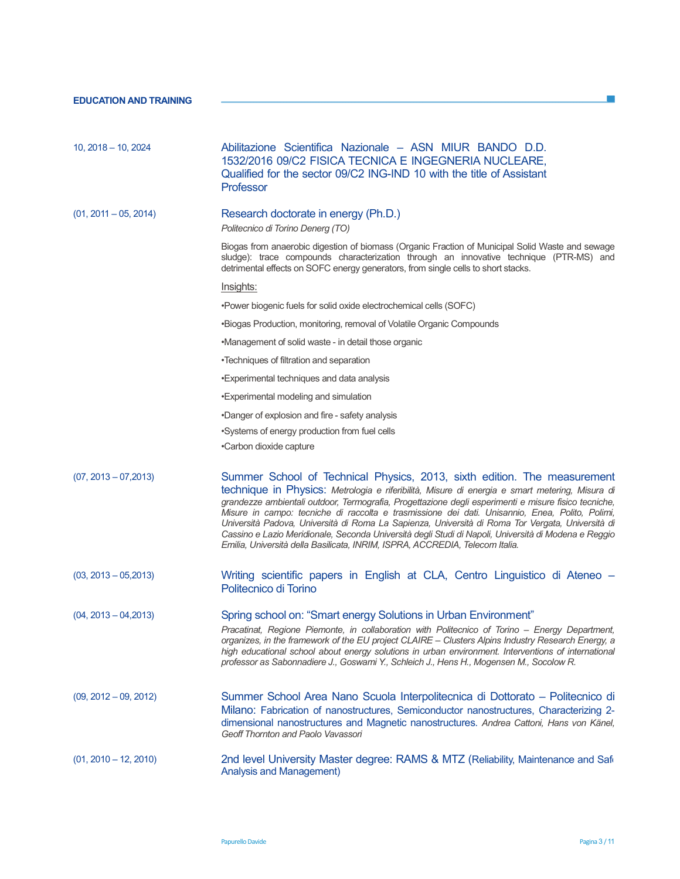## EDUCATION AND TRAINING

10, 2018 – 10, 2024

**Abilitazione Scientifica Nazionale – ASN MIUR BANDO D.D. 1532/2016 09/C2 FISICA TECNICA E INGEGNERIA NUCLEARE, Qualified for the sector 09/C2 ING-IND 10 with the title of Assistant Professor**

(01, 2011 – 05, 2014)

**Research doctorate in energy (Ph.D.)**

*Politecnico di Torino Denerg (TO)*

Biogas from anaerobic digestion of biomass (Organic Fraction of Municipal Solid Waste and sewage sludge): trace compounds characterization through an innovative technique (PTR-MS) and detrimental effects on SOFC energy generators, from single cells to short stacks.

Insights:

- Power biogenic fuels for solid oxide electrochemical cells (SOFC)
- Biogas Production, monitoring, removal of Volatile Organic Compounds
- Management of solid waste - in detail those organic
- Techniques of filtration and separation
- Experimental techniques and data analysis
- Experimental modeling and simulation
- Danger of explosion and fire - safety analysis
- Systems of energy production from fuel cells
- Carbon dioxide capture

(07, 2013 – 07,2013)

**Summer School of Technical Physics, 2013, sixth edition. The measurement technique in Physics:** *Metrologia e riferibilità, Misure di energia e smart metering, Misura di grandezze ambientali outdoor, Termografia, Progettazione degli esperimenti e misure fisico tecniche, Misure in campo: tecniche di raccolta e trasmissione dei dati. Unisannio, Enea, Polito, Polimi, Università Padova, Università di Roma La Sapienza, Università di Roma Tor Vergata, Università di Cassino e Lazio Meridionale, Seconda Università degli Studi di Napoli, Università di Modena e Reggio Emilia, Università della Basilicata, INRIM, ISPRA, ACCREDIA, Telecom Italia.*

(03, 2013 – 05,2013)

**Writing scientific papers in English at CLA, Centro Linguistico di Ateneo – Politecnico di Torino**

(04, 2013 – 04,2013)

**Spring school on: "Smart energy Solutions in Urban Environment"**

*Pracatinat, Regione Piemonte, in collaboration with Politecnico of Torino – Energy Department, organizes, in the framework of the EU project CLAIRE – Clusters Alpins Industry Research Energy, a high educational school about energy solutions in urban environment. Interventions of international professor as Sabonnadiere J., Goswami Y., Schleich J., Hens H., Mogensen M., Socolow R.*

(09, 2012 – 09, 2012)

**Summer School Area Nano Scuola Interpolitecnica di Dottorato – Politecnico di Milano:** Fabrication of nanostructures, Semiconductor nanostructures, Characterizing 2-dimensional nanostructures and Magnetic nanostructures. *Andrea Cattoni, Hans von Känel, Geoff Thornton and Paolo Vavassori*

(01, 2010 – 12, 2010)

**2nd level University Master degree: RAMS & MTZ** (Reliability, Maintenance and Safe Analysis and Management)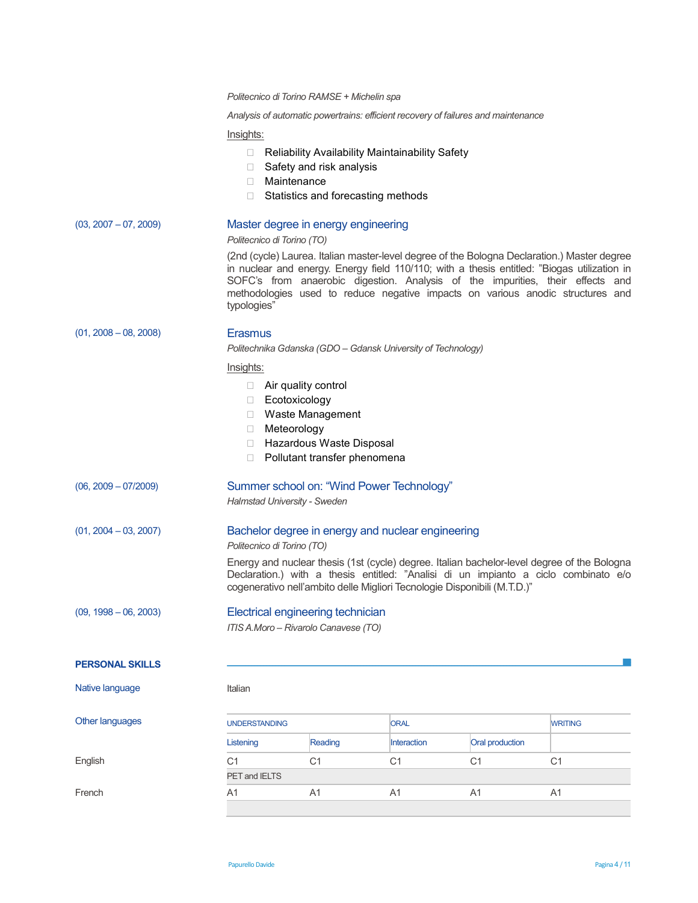*Politecnico di Torino RAMSE + Michelin spa*

*Analysis of automatic powertrains: efficient recovery of failures and maintenance*

Insights:

- Reliability Availability Maintainability Safety
- Safety and risk analysis
- Maintenance
- Statistics and forecasting methods

(03, 2007 – 07, 2009)

### Master degree in energy engineering

*Politecnico di Torino (TO)*

(2nd (cycle) Laurea. Italian master-level degree of the Bologna Declaration.) Master degree in nuclear and energy. Energy field 110/110; with a thesis entitled: "Biogas utilization in SOFC's from anaerobic digestion. Analysis of the impurities, their effects and methodologies used to reduce negative impacts on various anodic structures and typologies"

(01, 2008 – 08, 2008)

### Erasmus

*Politechnika Gdanska (GDO – Gdansk University of Technology)*

Insights:

- Air quality control
- Ecotoxicology
- Waste Management
- Meteorology
- Hazardous Waste Disposal
- Pollutant transfer phenomena

(06, 2009 – 07/2009)

### Summer school on: "Wind Power Technology"

*Halmstad University - Sweden*

(01, 2004 – 03, 2007)

### Bachelor degree in energy and nuclear engineering

*Politecnico di Torino (TO)*

Energy and nuclear thesis (1st (cycle) degree. Italian bachelor-level degree of the Bologna Declaration.) with a thesis entitled: "Analisi di un impianto a ciclo combinato e/o cogenerativo nell'ambito delle Migliori Tecnologie Disponibili (M.T.D.)"

(09, 1998 – 06, 2003)

### Electrical engineering technician

*ITIS A.Moro – Rivarolo Canavese (TO)*

## PERSONAL SKILLS

Native language: Italian

Other languages

| | UNDERSTANDING | | ORAL | | WRITING |
|---|---|---|---|---|---|
| | Listening | Reading | Interaction | Oral production | |
| English | C1 | C1 | C1 | C1 | C1 |
| | PET and IELTS | | | | |
| French | A1 | A1 | A1 | A1 | A1 |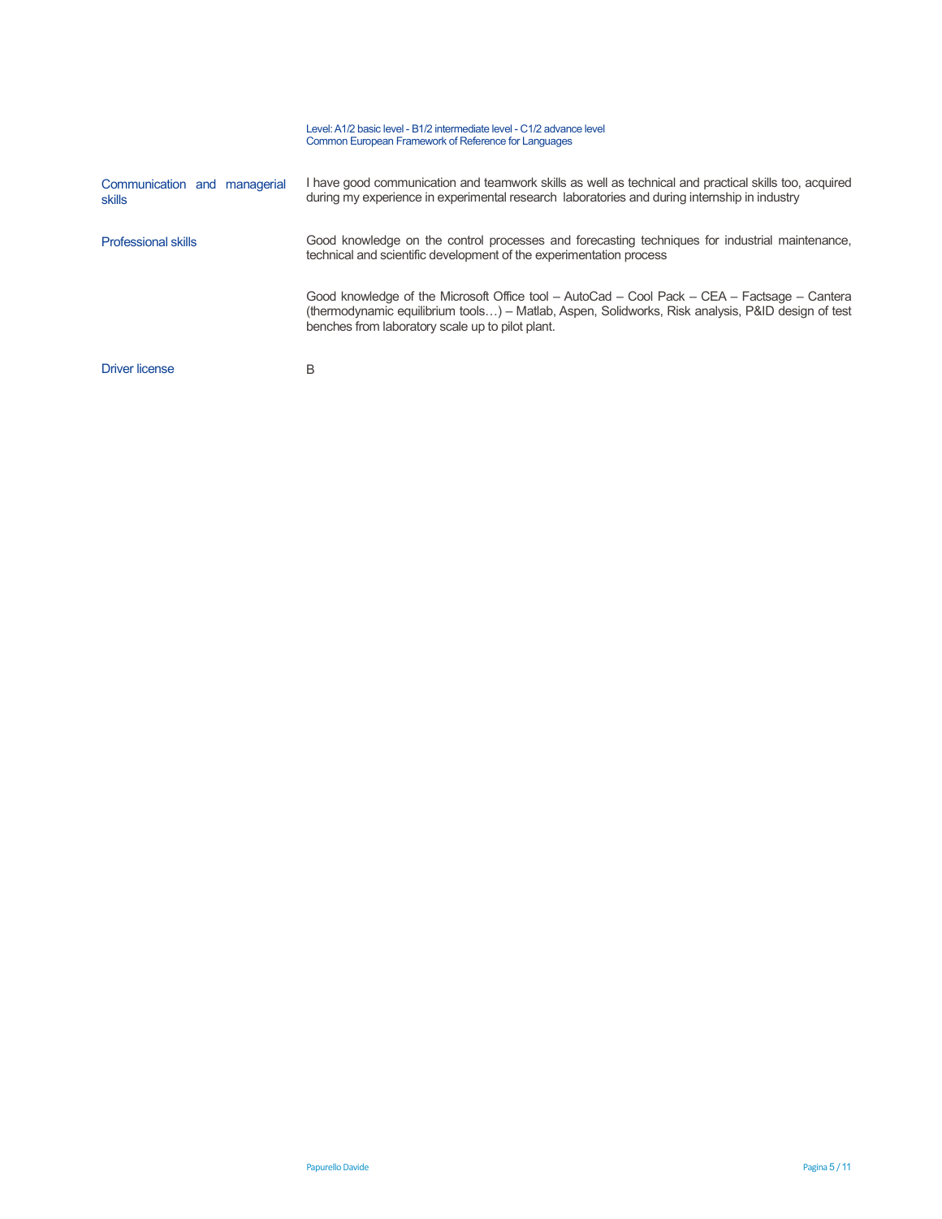Level: A1/2 basic level - B1/2 intermediate level - C1/2 advance level
Common European Framework of Reference for Languages

| | |
|---|---|
| Communication and managerial skills | I have good communication and teamwork skills as well as technical and practical skills too, acquired during my experience in experimental research laboratories and during internship in industry |
| Professional skills | Good knowledge on the control processes and forecasting techniques for industrial maintenance, technical and scientific development of the experimentation process |
| | Good knowledge of the Microsoft Office tool – AutoCad – Cool Pack – CEA – Factsage – Cantera (thermodynamic equilibrium tools…) – Matlab, Aspen, Solidworks, Risk analysis, P&ID design of test benches from laboratory scale up to pilot plant. |
| Driver license | B |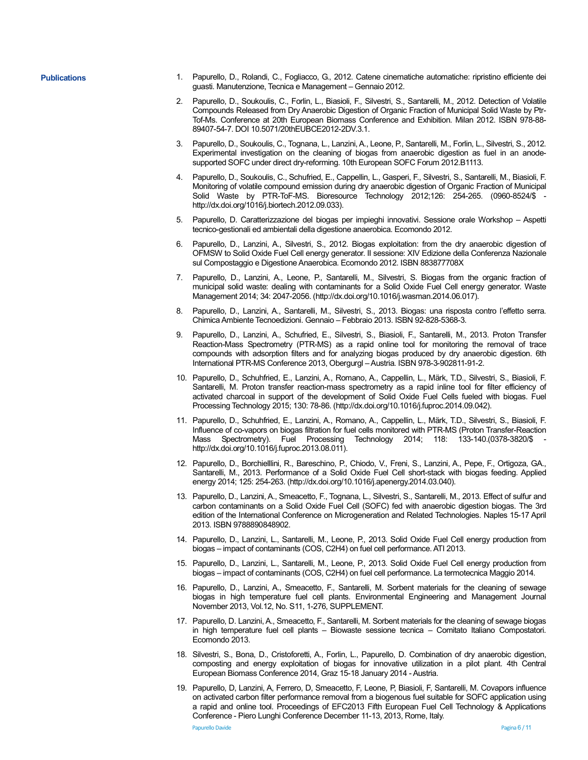**Publications**

1. Papurello, D., Rolandi, C., Fogliacco, G., 2012. Catene cinematiche automatiche: ripristino efficiente dei guasti. Manutenzione, Tecnica e Management – Gennaio 2012.
2. Papurello, D., Soukoulis, C., Forlin, L., Biasioli, F., Silvestri, S., Santarelli, M., 2012. Detection of Volatile Compounds Released from Dry Anaerobic Digestion of Organic Fraction of Municipal Solid Waste by Ptr-Tof-Ms. Conference at 20th European Biomass Conference and Exhibition. Milan 2012. ISBN 978-88-89407-54-7. DOI 10.5071/20thEUBCE2012-2DV.3.1.
3. Papurello, D., Soukoulis, C., Tognana, L., Lanzini, A., Leone, P., Santarelli, M., Forlin, L., Silvestri, S., 2012. Experimental investigation on the cleaning of biogas from anaerobic digestion as fuel in an anode-supported SOFC under direct dry-reforming. 10th European SOFC Forum 2012.B1113.
4. Papurello, D., Soukoulis, C., Schufried, E., Cappellin, L., Gasperi, F., Silvestri, S., Santarelli, M., Biasioli, F. Monitoring of volatile compound emission during dry anaerobic digestion of Organic Fraction of Municipal Solid Waste by PTR-ToF-MS. Bioresource Technology 2012;126: 254-265. (0960-8524/$ - http://dx.doi.org/1016/j.biortech.2012.09.033).
5. Papurello, D. Caratterizzazione del biogas per impieghi innovativi. Sessione orale Workshop – Aspetti tecnico-gestionali ed ambientali della digestione anaerobica. Ecomondo 2012.
6. Papurello, D., Lanzini, A., Silvestri, S., 2012. Biogas exploitation: from the dry anaerobic digestion of OFMSW to Solid Oxide Fuel Cell energy generator. II sessione: XIV Edizione della Conferenza Nazionale sul Compostaggio e Digestione Anaerobica. Ecomondo 2012. ISBN 883877708X
7. Papurello, D., Lanzini, A., Leone, P., Santarelli, M., Silvestri, S. Biogas from the organic fraction of municipal solid waste: dealing with contaminants for a Solid Oxide Fuel Cell energy generator. Waste Management 2014; 34: 2047-2056. (http://dx.doi.org/10.1016/j.wasman.2014.06.017).
8. Papurello, D., Lanzini, A., Santarelli, M., Silvestri, S., 2013. Biogas: una risposta contro l'effetto serra. Chimica Ambiente Tecnoedizioni. Gennaio – Febbraio 2013. ISBN 92-828-5368-3.
9. Papurello, D., Lanzini, A., Schufried, E., Silvestri, S., Biasioli, F., Santarelli, M., 2013. Proton Transfer Reaction-Mass Spectrometry (PTR-MS) as a rapid online tool for monitoring the removal of trace compounds with adsorption filters and for analyzing biogas produced by dry anaerobic digestion. 6th International PTR-MS Conference 2013, Obergurgl – Austria. ISBN 978-3-902811-91-2.
10. Papurello, D., Schuhfried, E., Lanzini, A., Romano, A., Cappellin, L., Märk, T.D., Silvestri, S., Biasioli, F. Santarelli, M. Proton transfer reaction-mass spectrometry as a rapid inline tool for filter efficiency of activated charcoal in support of the development of Solid Oxide Fuel Cells fueled with biogas. Fuel Processing Technology 2015; 130: 78-86. (http://dx.doi.org/10.1016/j.fuproc.2014.09.042).
11. Papurello, D., Schuhfried, E., Lanzini, A., Romano, A., Cappellin, L., Märk, T.D., Silvestri, S., Biasioli, F. Influence of co-vapors on biogas filtration for fuel cells monitored with PTR-MS (Proton Transfer-Reaction Mass Spectrometry). Fuel Processing Technology 2014; 118: 133-140.(0378-3820/$ - http://dx.doi.org/10.1016/j.fuproc.2013.08.011).
12. Papurello, D., Borchielllini, R., Bareschino, P., Chiodo, V., Freni, S., Lanzini, A., Pepe, F., Ortigoza, GA., Santarelli, M., 2013. Performance of a Solid Oxide Fuel Cell short-stack with biogas feeding. Applied energy 2014; 125: 254-263. (http://dx.doi.org/10.1016/j.apenergy.2014.03.040).
13. Papurello, D., Lanzini, A., Smeacetto, F., Tognana, L., Silvestri, S., Santarelli, M., 2013. Effect of sulfur and carbon contaminants on a Solid Oxide Fuel Cell (SOFC) fed with anaerobic digestion biogas. The 3rd edition of the International Conference on Microgeneration and Related Technologies. Naples 15-17 April 2013. ISBN 9788890848902.
14. Papurello, D., Lanzini, L., Santarelli, M., Leone, P., 2013. Solid Oxide Fuel Cell energy production from biogas – impact of contaminants (COS, $C_2H_4$) on fuel cell performance. ATI 2013.
15. Papurello, D., Lanzini, L., Santarelli, M., Leone, P., 2013. Solid Oxide Fuel Cell energy production from biogas – impact of contaminants (COS, $C_2H_4$) on fuel cell performance. La termotecnica Maggio 2014.
16. Papurello, D., Lanzini, A., Smeacetto, F., Santarelli, M. Sorbent materials for the cleaning of sewage biogas in high temperature fuel cell plants. Environmental Engineering and Management Journal November 2013, Vol.12, No. S11, 1-276, SUPPLEMENT.
17. Papurello, D. Lanzini, A., Smeacetto, F., Santarelli, M. Sorbent materials for the cleaning of sewage biogas in high temperature fuel cell plants – Biowaste sessione tecnica – Comitato Italiano Compostatori. Ecomondo 2013.
18. Silvestri, S., Bona, D., Cristoforetti, A., Forlin, L., Papurello, D. Combination of dry anaerobic digestion, composting and energy exploitation of biogas for innovative utilization in a pilot plant. 4th Central European Biomass Conference 2014, Graz 15-18 January 2014 - Austria.
19. Papurello, D, Lanzini, A, Ferrero, D, Smeacetto, F, Leone, P, Biasioli, F, Santarelli, M. Covapors influence on activated carbon filter performance removal from a biogenous fuel suitable for SOFC application using a rapid and online tool. Proceedings of EFC2013 Fifth European Fuel Cell Technology & Applications Conference - Piero Lunghi Conference December 11-13, 2013, Rome, Italy.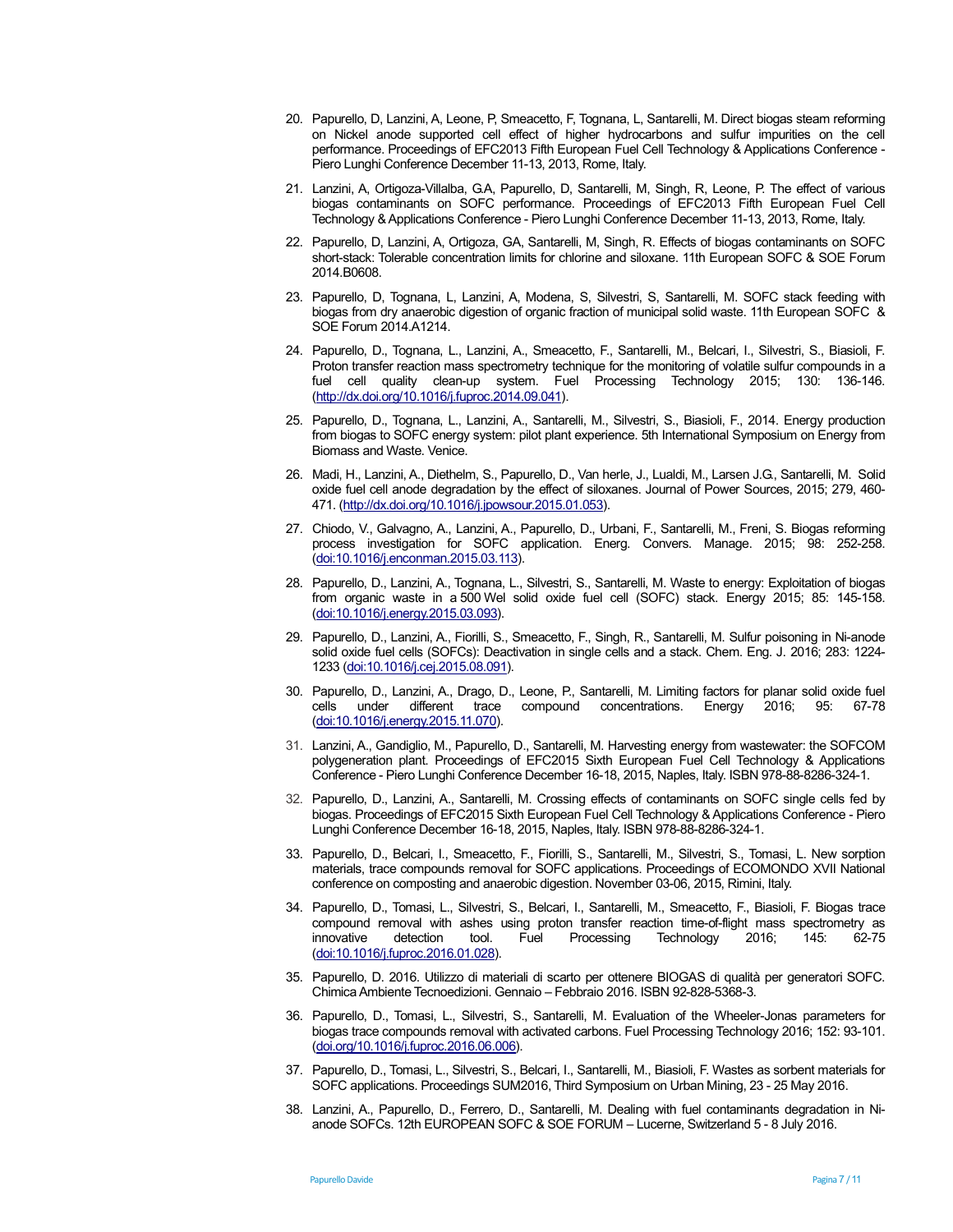20. Papurello, D, Lanzini, A, Leone, P, Smeacetto, F, Tognana, L, Santarelli, M. Direct biogas steam reforming on Nickel anode supported cell effect of higher hydrocarbons and sulfur impurities on the cell performance. Proceedings of EFC2013 Fifth European Fuel Cell Technology & Applications Conference - Piero Lunghi Conference December 11-13, 2013, Rome, Italy.

21. Lanzini, A, Ortigoza-Villalba, G.A, Papurello, D, Santarelli, M, Singh, R, Leone, P. The effect of various biogas contaminants on SOFC performance. Proceedings of EFC2013 Fifth European Fuel Cell Technology & Applications Conference - Piero Lunghi Conference December 11-13, 2013, Rome, Italy.

22. Papurello, D, Lanzini, A, Ortigoza, GA, Santarelli, M, Singh, R. Effects of biogas contaminants on SOFC short-stack: Tolerable concentration limits for chlorine and siloxane. 11th European SOFC & SOE Forum 2014.B0608.

23. Papurello, D, Tognana, L, Lanzini, A, Modena, S, Silvestri, S, Santarelli, M. SOFC stack feeding with biogas from dry anaerobic digestion of organic fraction of municipal solid waste. 11th European SOFC & SOE Forum 2014.A1214.

24. Papurello, D., Tognana, L., Lanzini, A., Smeacetto, F., Santarelli, M., Belcari, I., Silvestri, S., Biasioli, F. Proton transfer reaction mass spectrometry technique for the monitoring of volatile sulfur compounds in a fuel cell quality clean-up system. Fuel Processing Technology 2015; 130: 136-146. (http://dx.doi.org/10.1016/j.fuproc.2014.09.041).

25. Papurello, D., Tognana, L., Lanzini, A., Santarelli, M., Silvestri, S., Biasioli, F., 2014. Energy production from biogas to SOFC energy system: pilot plant experience. 5th International Symposium on Energy from Biomass and Waste. Venice.

26. Madi, H., Lanzini, A., Diethelm, S., Papurello, D., Van herle, J., Lualdi, M., Larsen J.G., Santarelli, M. Solid oxide fuel cell anode degradation by the effect of siloxanes. Journal of Power Sources, 2015; 279, 460-471. (http://dx.doi.org/10.1016/j.jpowsour.2015.01.053).

27. Chiodo, V., Galvagno, A., Lanzini, A., Papurello, D., Urbani, F., Santarelli, M., Freni, S. Biogas reforming process investigation for SOFC application. Energ. Convers. Manage. 2015; 98: 252-258. (doi:10.1016/j.enconman.2015.03.113).

28. Papurello, D., Lanzini, A., Tognana, L., Silvestri, S., Santarelli, M. Waste to energy: Exploitation of biogas from organic waste in a 500 Wel solid oxide fuel cell (SOFC) stack. Energy 2015; 85: 145-158. (doi:10.1016/j.energy.2015.03.093).

29. Papurello, D., Lanzini, A., Fiorilli, S., Smeacetto, F., Singh, R., Santarelli, M. Sulfur poisoning in Ni-anode solid oxide fuel cells (SOFCs): Deactivation in single cells and a stack. Chem. Eng. J. 2016; 283: 1224-1233 (doi:10.1016/j.cej.2015.08.091).

30. Papurello, D., Lanzini, A., Drago, D., Leone, P., Santarelli, M. Limiting factors for planar solid oxide fuel cells under different trace compound concentrations. Energy 2016; 95: 67-78 (doi:10.1016/j.energy.2015.11.070).

31. Lanzini, A., Gandiglio, M., Papurello, D., Santarelli, M. Harvesting energy from wastewater: the SOFCOM polygeneration plant. Proceedings of EFC2015 Sixth European Fuel Cell Technology & Applications Conference - Piero Lunghi Conference December 16-18, 2015, Naples, Italy. ISBN 978-88-8286-324-1.

32. Papurello, D., Lanzini, A., Santarelli, M. Crossing effects of contaminants on SOFC single cells fed by biogas. Proceedings of EFC2015 Sixth European Fuel Cell Technology & Applications Conference - Piero Lunghi Conference December 16-18, 2015, Naples, Italy. ISBN 978-88-8286-324-1.

33. Papurello, D., Belcari, I., Smeacetto, F., Fiorilli, S., Santarelli, M., Silvestri, S., Tomasi, L. New sorption materials, trace compounds removal for SOFC applications. Proceedings of ECOMONDO XVII National conference on composting and anaerobic digestion. November 03-06, 2015, Rimini, Italy.

34. Papurello, D., Tomasi, L., Silvestri, S., Belcari, I., Santarelli, M., Smeacetto, F., Biasioli, F. Biogas trace compound removal with ashes using proton transfer reaction time-of-flight mass spectrometry as innovative detection tool. Fuel Processing Technology 2016; 145: 62-75 (doi:10.1016/j.fuproc.2016.01.028).

35. Papurello, D. 2016. Utilizzo di materiali di scarto per ottenere BIOGAS di qualità per generatori SOFC. Chimica Ambiente Tecnoedizioni. Gennaio – Febbraio 2016. ISBN 92-828-5368-3.

36. Papurello, D., Tomasi, L., Silvestri, S., Santarelli, M. Evaluation of the Wheeler-Jonas parameters for biogas trace compounds removal with activated carbons. Fuel Processing Technology 2016; 152: 93-101. (doi.org/10.1016/j.fuproc.2016.06.006).

37. Papurello, D., Tomasi, L., Silvestri, S., Belcari, I., Santarelli, M., Biasioli, F. Wastes as sorbent materials for SOFC applications. Proceedings SUM2016, Third Symposium on Urban Mining, 23 - 25 May 2016.

38. Lanzini, A., Papurello, D., Ferrero, D., Santarelli, M. Dealing with fuel contaminants degradation in Ni-anode SOFCs. 12th EUROPEAN SOFC & SOE FORUM – Lucerne, Switzerland 5 - 8 July 2016.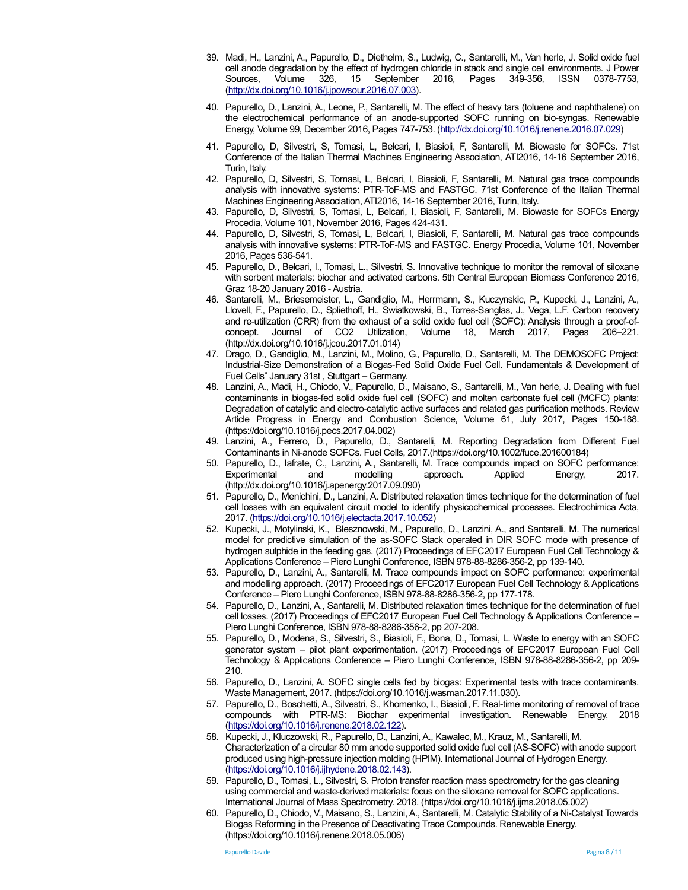39. Madi, H., Lanzini, A., Papurello, D., Diethelm, S., Ludwig, C., Santarelli, M., Van herle, J. Solid oxide fuel cell anode degradation by the effect of hydrogen chloride in stack and single cell environments. J Power Sources, Volume 326, 15 September 2016, Pages 349-356, ISSN 0378-7753, (http://dx.doi.org/10.1016/j.jpowsour.2016.07.003).

40. Papurello, D., Lanzini, A., Leone, P., Santarelli, M. The effect of heavy tars (toluene and naphthalene) on the electrochemical performance of an anode-supported SOFC running on bio-syngas. Renewable Energy, Volume 99, December 2016, Pages 747-753. (http://dx.doi.org/10.1016/j.renene.2016.07.029)

41. Papurello, D, Silvestri, S, Tomasi, L, Belcari, I, Biasioli, F, Santarelli, M. Biowaste for SOFCs. 71st Conference of the Italian Thermal Machines Engineering Association, ATI2016, 14-16 September 2016, Turin, Italy.
42. Papurello, D, Silvestri, S, Tomasi, L, Belcari, I, Biasioli, F, Santarelli, M. Natural gas trace compounds analysis with innovative systems: PTR-ToF-MS and FASTGC. 71st Conference of the Italian Thermal Machines Engineering Association, ATI2016, 14-16 September 2016, Turin, Italy.
43. Papurello, D, Silvestri, S, Tomasi, L, Belcari, I, Biasioli, F, Santarelli, M. Biowaste for SOFCs Energy Procedia, Volume 101, November 2016, Pages 424-431.
44. Papurello, D, Silvestri, S, Tomasi, L, Belcari, I, Biasioli, F, Santarelli, M. Natural gas trace compounds analysis with innovative systems: PTR-ToF-MS and FASTGC. Energy Procedia, Volume 101, November 2016, Pages 536-541.
45. Papurello, D., Belcari, I., Tomasi, L., Silvestri, S. Innovative technique to monitor the removal of siloxane with sorbent materials: biochar and activated carbons. 5th Central European Biomass Conference 2016, Graz 18-20 January 2016 - Austria.
46. Santarelli, M., Briesemeister, L., Gandiglio, M., Herrmann, S., Kuczynskic, P., Kupecki, J., Lanzini, A., Llovell, F., Papurello, D., Spliethoff, H., Swiatkowski, B., Torres-Sanglas, J., Vega, L.F. Carbon recovery and re-utilization (CRR) from the exhaust of a solid oxide fuel cell (SOFC): Analysis through a proof-of-concept. Journal of CO2 Utilization, Volume 18, March 2017, Pages 206–221. (http://dx.doi.org/10.1016/j.jcou.2017.01.014)
47. Drago, D., Gandiglio, M., Lanzini, M., Molino, G., Papurello, D., Santarelli, M. The DEMOSOFC Project: Industrial-Size Demonstration of a Biogas-Fed Solid Oxide Fuel Cell. Fundamentals & Development of Fuel Cells" January 31st , Stuttgart – Germany.
48. Lanzini, A., Madi, H., Chiodo, V., Papurello, D., Maisano, S., Santarelli, M., Van herle, J. Dealing with fuel contaminants in biogas-fed solid oxide fuel cell (SOFC) and molten carbonate fuel cell (MCFC) plants: Degradation of catalytic and electro-catalytic active surfaces and related gas purification methods. Review Article Progress in Energy and Combustion Science, Volume 61, July 2017, Pages 150-188. (https://doi.org/10.1016/j.pecs.2017.04.002)
49. Lanzini, A., Ferrero, D., Papurello, D., Santarelli, M. Reporting Degradation from Different Fuel Contaminants in Ni-anode SOFCs. Fuel Cells, 2017.(https://doi.org/10.1002/fuce.201600184)
50. Papurello, D., Iafrate, C., Lanzini, A., Santarelli, M. Trace compounds impact on SOFC performance: Experimental and modelling approach. Applied Energy, 2017. (http://dx.doi.org/10.1016/j.apenergy.2017.09.090)
51. Papurello, D., Menichini, D., Lanzini, A. Distributed relaxation times technique for the determination of fuel cell losses with an equivalent circuit model to identify physicochemical processes. Electrochimica Acta, 2017. (https://doi.org/10.1016/j.electacta.2017.10.052)
52. Kupecki, J., Motylinski, K., Blesznowski, M., Papurello, D., Lanzini, A., and Santarelli, M. The numerical model for predictive simulation of the as-SOFC Stack operated in DIR SOFC mode with presence of hydrogen sulphide in the feeding gas. (2017) Proceedings of EFC2017 European Fuel Cell Technology & Applications Conference – Piero Lunghi Conference, ISBN 978-88-8286-356-2, pp 139-140.
53. Papurello, D., Lanzini, A., Santarelli, M. Trace compounds impact on SOFC performance: experimental and modelling approach. (2017) Proceedings of EFC2017 European Fuel Cell Technology & Applications Conference – Piero Lunghi Conference, ISBN 978-88-8286-356-2, pp 177-178.
54. Papurello, D., Lanzini, A., Santarelli, M. Distributed relaxation times technique for the determination of fuel cell losses. (2017) Proceedings of EFC2017 European Fuel Cell Technology & Applications Conference – Piero Lunghi Conference, ISBN 978-88-8286-356-2, pp 207-208.
55. Papurello, D., Modena, S., Silvestri, S., Biasioli, F., Bona, D., Tomasi, L. Waste to energy with an SOFC generator system – pilot plant experimentation. (2017) Proceedings of EFC2017 European Fuel Cell Technology & Applications Conference – Piero Lunghi Conference, ISBN 978-88-8286-356-2, pp 209-210.
56. Papurello, D., Lanzini, A. SOFC single cells fed by biogas: Experimental tests with trace contaminants. Waste Management, 2017. (https://doi.org/10.1016/j.wasman.2017.11.030).
57. Papurello, D., Boschetti, A., Silvestri, S., Khomenko, I., Biasioli, F. Real-time monitoring of removal of trace compounds with PTR-MS: Biochar experimental investigation. Renewable Energy, 2018 (https://doi.org/10.1016/j.renene.2018.02.122).
58. Kupecki, J., Kluczowski, R., Papurello, D., Lanzini, A., Kawalec, M., Krauz, M., Santarelli, M. Characterization of a circular 80 mm anode supported solid oxide fuel cell (AS-SOFC) with anode support produced using high-pressure injection molding (HPIM). International Journal of Hydrogen Energy. (https://doi.org/10.1016/j.ijhydene.2018.02.143).
59. Papurello, D., Tomasi, L., Silvestri, S. Proton transfer reaction mass spectrometry for the gas cleaning using commercial and waste-derived materials: focus on the siloxane removal for SOFC applications. International Journal of Mass Spectrometry. 2018. (https://doi.org/10.1016/j.ijms.2018.05.002)
60. Papurello, D., Chiodo, V., Maisano, S., Lanzini, A., Santarelli, M. Catalytic Stability of a Ni-Catalyst Towards Biogas Reforming in the Presence of Deactivating Trace Compounds. Renewable Energy. (https://doi.org/10.1016/j.renene.2018.05.006)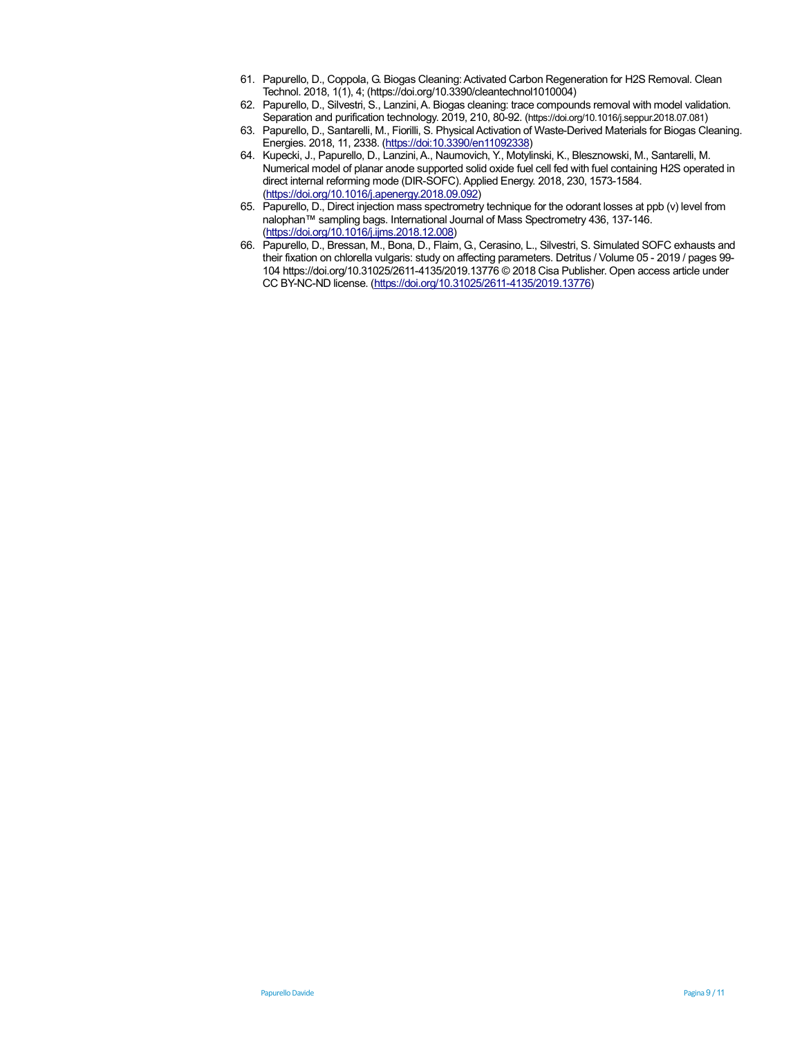61. Papurello, D., Coppola, G. Biogas Cleaning: Activated Carbon Regeneration for H2S Removal. Clean Technol. 2018, 1(1), 4; (https://doi.org/10.3390/cleantechnol1010004)
62. Papurello, D., Silvestri, S., Lanzini, A. Biogas cleaning: trace compounds removal with model validation. Separation and purification technology. 2019, 210, 80-92. (https://doi.org/10.1016/j.seppur.2018.07.081)
63. Papurello, D., Santarelli, M., Fiorilli, S. Physical Activation of Waste-Derived Materials for Biogas Cleaning. Energies. 2018, 11, 2338. (https://doi:10.3390/en11092338)
64. Kupecki, J., Papurello, D., Lanzini, A., Naumovich, Y., Motylinski, K., Blesznowski, M., Santarelli, M. Numerical model of planar anode supported solid oxide fuel cell fed with fuel containing H2S operated in direct internal reforming mode (DIR-SOFC). Applied Energy. 2018, 230, 1573-1584. (https://doi.org/10.1016/j.apenergy.2018.09.092)
65. Papurello, D., Direct injection mass spectrometry technique for the odorant losses at ppb (v) level from nalophan™ sampling bags. International Journal of Mass Spectrometry 436, 137-146. (https://doi.org/10.1016/j.ijms.2018.12.008)
66. Papurello, D., Bressan, M., Bona, D., Flaim, G., Cerasino, L., Silvestri, S. Simulated SOFC exhausts and their fixation on chlorella vulgaris: study on affecting parameters. Detritus / Volume 05 - 2019 / pages 99-104 https://doi.org/10.31025/2611-4135/2019.13776 © 2018 Cisa Publisher. Open access article under CC BY-NC-ND license. (https://doi.org/10.31025/2611-4135/2019.13776)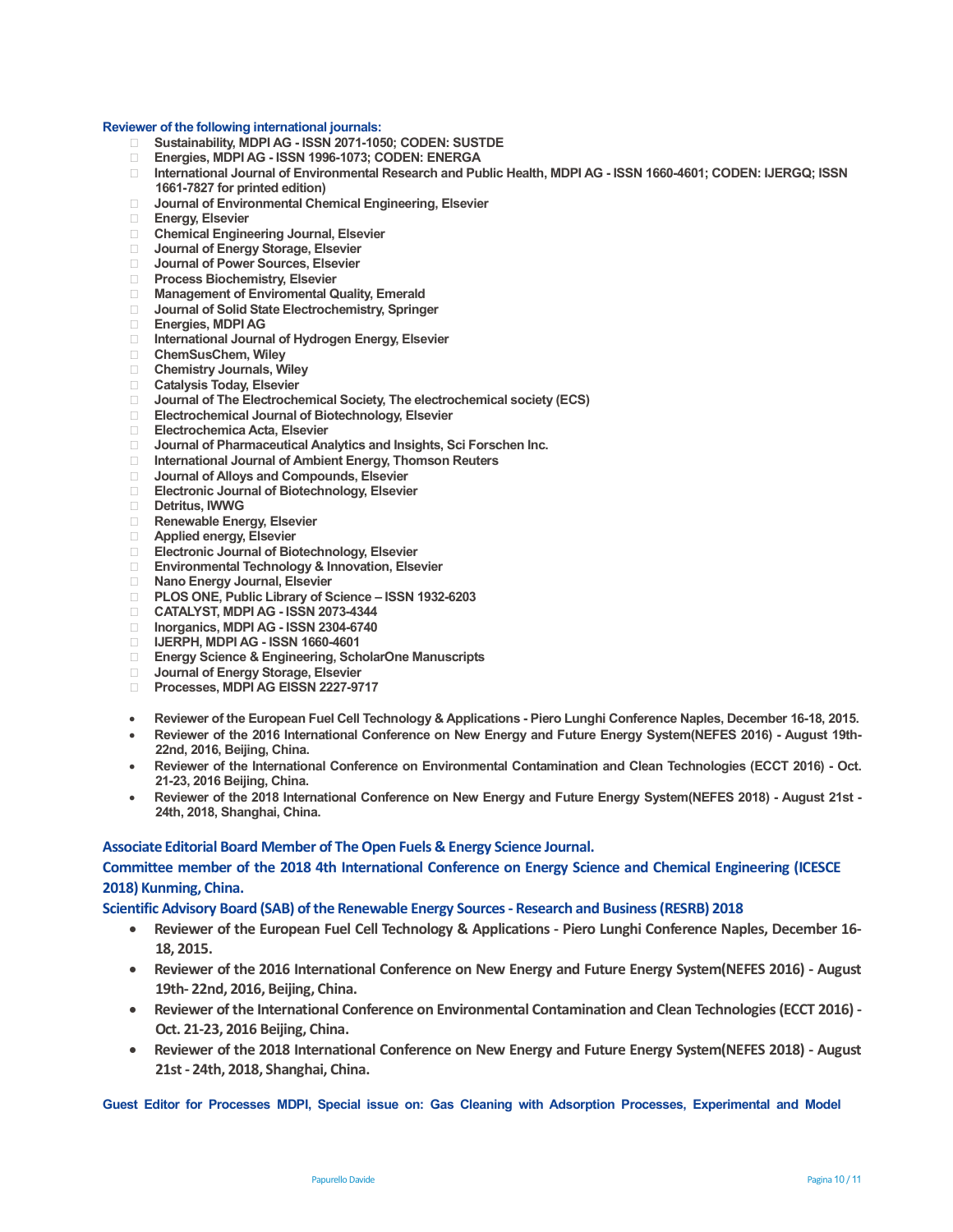**Reviewer of the following international journals:**

- Sustainability, MDPI AG - ISSN 2071-1050; CODEN: SUSTDE
- Energies, MDPI AG - ISSN 1996-1073; CODEN: ENERGA
- International Journal of Environmental Research and Public Health, MDPI AG - ISSN 1660-4601; CODEN: IJERGQ; ISSN 1661-7827 for printed edition)
- Journal of Environmental Chemical Engineering, Elsevier
- Energy, Elsevier
- Chemical Engineering Journal, Elsevier
- Journal of Energy Storage, Elsevier
- Journal of Power Sources, Elsevier
- Process Biochemistry, Elsevier
- Management of Enviromental Quality, Emerald
- Journal of Solid State Electrochemistry, Springer
- Energies, MDPI AG
- International Journal of Hydrogen Energy, Elsevier
- ChemSusChem, Wiley
- Chemistry Journals, Wiley
- Catalysis Today, Elsevier
- Journal of The Electrochemical Society, The electrochemical society (ECS)
- Electrochemical Journal of Biotechnology, Elsevier
- Electrochemica Acta, Elsevier
- Journal of Pharmaceutical Analytics and Insights, Sci Forschen Inc.
- International Journal of Ambient Energy, Thomson Reuters
- Journal of Alloys and Compounds, Elsevier
- Electronic Journal of Biotechnology, Elsevier
- Detritus, IWWG
- Renewable Energy, Elsevier
- Applied energy, Elsevier
- Electronic Journal of Biotechnology, Elsevier
- Environmental Technology & Innovation, Elsevier
- Nano Energy Journal, Elsevier
- PLOS ONE, Public Library of Science – ISSN 1932-6203
- CATALYST, MDPI AG - ISSN 2073-4344
- Inorganics, MDPI AG - ISSN 2304-6740
- IJERPH, MDPI AG - ISSN 1660-4601
- Energy Science & Engineering, ScholarOne Manuscripts
- Journal of Energy Storage, Elsevier
- Processes, MDPI AG EISSN 2227-9717

- Reviewer of the European Fuel Cell Technology & Applications - Piero Lunghi Conference Naples, December 16-18, 2015.
- Reviewer of the 2016 International Conference on New Energy and Future Energy System(NEFES 2016) - August 19th-22nd, 2016, Beijing, China.
- Reviewer of the International Conference on Environmental Contamination and Clean Technologies (ECCT 2016) - Oct. 21-23, 2016 Beijing, China.
- Reviewer of the 2018 International Conference on New Energy and Future Energy System(NEFES 2018) - August 21st - 24th, 2018, Shanghai, China.

**Associate Editorial Board Member of The Open Fuels & Energy Science Journal.**

**Committee member of the 2018 4th International Conference on Energy Science and Chemical Engineering (ICESCE 2018) Kunming, China.**

**Scientific Advisory Board (SAB) of the Renewable Energy Sources - Research and Business (RESRB) 2018**

- **Reviewer of the European Fuel Cell Technology & Applications - Piero Lunghi Conference Naples, December 16-18, 2015.**
- **Reviewer of the 2016 International Conference on New Energy and Future Energy System(NEFES 2016) - August 19th- 22nd, 2016, Beijing, China.**
- **Reviewer of the International Conference on Environmental Contamination and Clean Technologies (ECCT 2016) - Oct. 21-23, 2016 Beijing, China.**
- **Reviewer of the 2018 International Conference on New Energy and Future Energy System(NEFES 2018) - August 21st - 24th, 2018, Shanghai, China.**

**Guest Editor for Processes MDPI, Special issue on: Gas Cleaning with Adsorption Processes, Experimental and Model**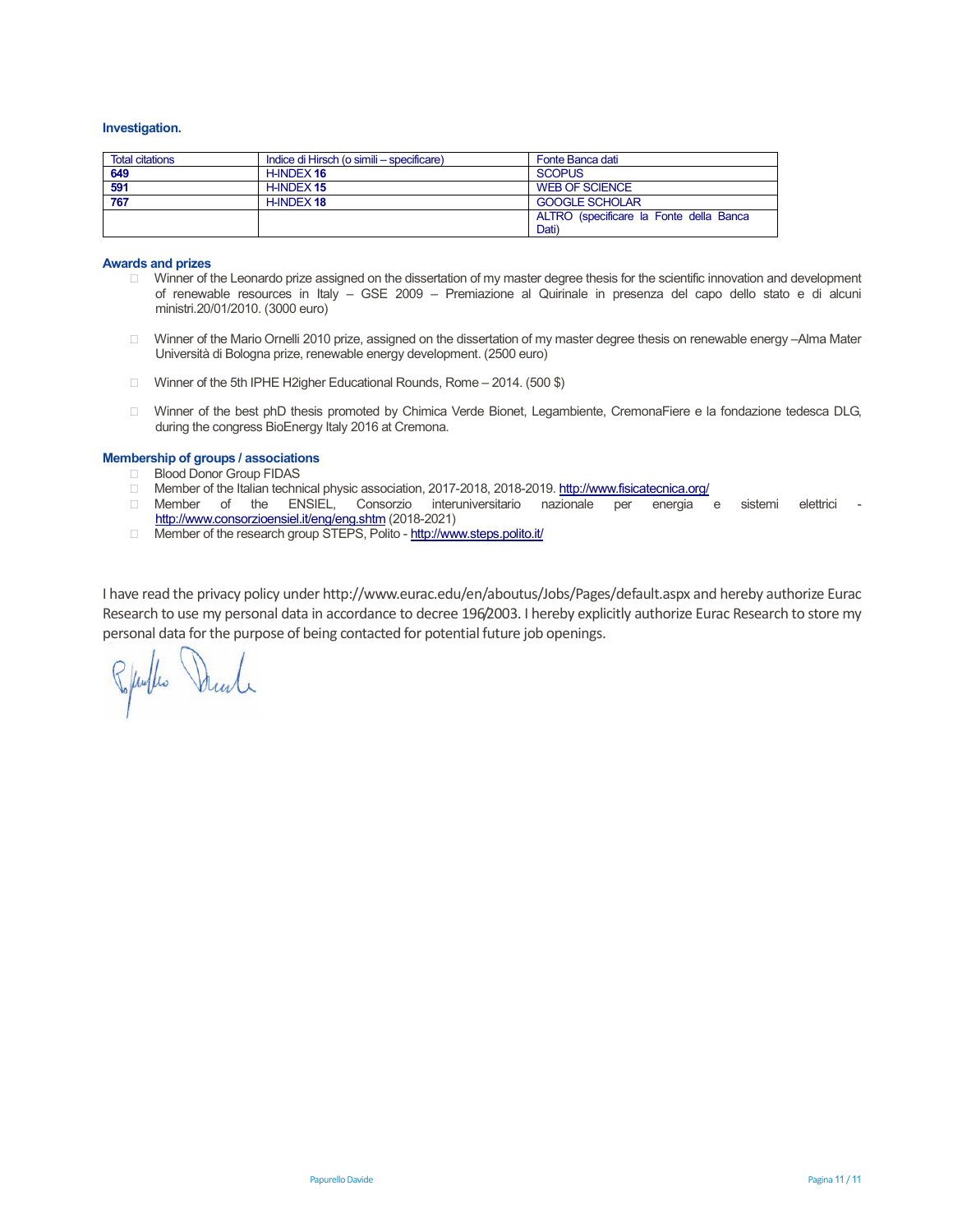**Investigation.**

| Total citations | Indice di Hirsch (o simili – specificare) | Fonte Banca dati |
|---|---|---|
| **649** | H-INDEX **16** | SCOPUS |
| **591** | H-INDEX **15** | WEB OF SCIENCE |
| **767** | H-INDEX **18** | GOOGLE SCHOLAR |
| | | ALTRO (specificare la Fonte della Banca Dati) |

**Awards and prizes**

- Winner of the Leonardo prize assigned on the dissertation of my master degree thesis for the scientific innovation and development of renewable resources in Italy – GSE 2009 – Premiazione al Quirinale in presenza del capo dello stato e di alcuni ministri.20/01/2010. (3000 euro)
- Winner of the Mario Ornelli 2010 prize, assigned on the dissertation of my master degree thesis on renewable energy –Alma Mater Università di Bologna prize, renewable energy development. (2500 euro)
- Winner of the 5th IPHE H2igher Educational Rounds, Rome – 2014. (500 $)
- Winner of the best phD thesis promoted by Chimica Verde Bionet, Legambiente, CremonaFiere e la fondazione tedesca DLG, during the congress BioEnergy Italy 2016 at Cremona.

**Membership of groups / associations**

- Blood Donor Group FIDAS
- Member of the Italian technical physic association, 2017-2018, 2018-2019. http://www.fisicatecnica.org/
- Member of the ENSIEL, Consorzio interuniversitario nazionale per energia e sistemi elettrici - http://www.consorzioensiel.it/eng/eng.shtm (2018-2021)
- Member of the research group STEPS, Polito - http://www.steps.polito.it/

I have read the privacy policy under http://www.eurac.edu/en/aboutus/Jobs/Pages/default.aspx and hereby authorize Eurac Research to use my personal data in accordance to decree 196/2003. I hereby explicitly authorize Eurac Research to store my personal data for the purpose of being contacted for potential future job openings.